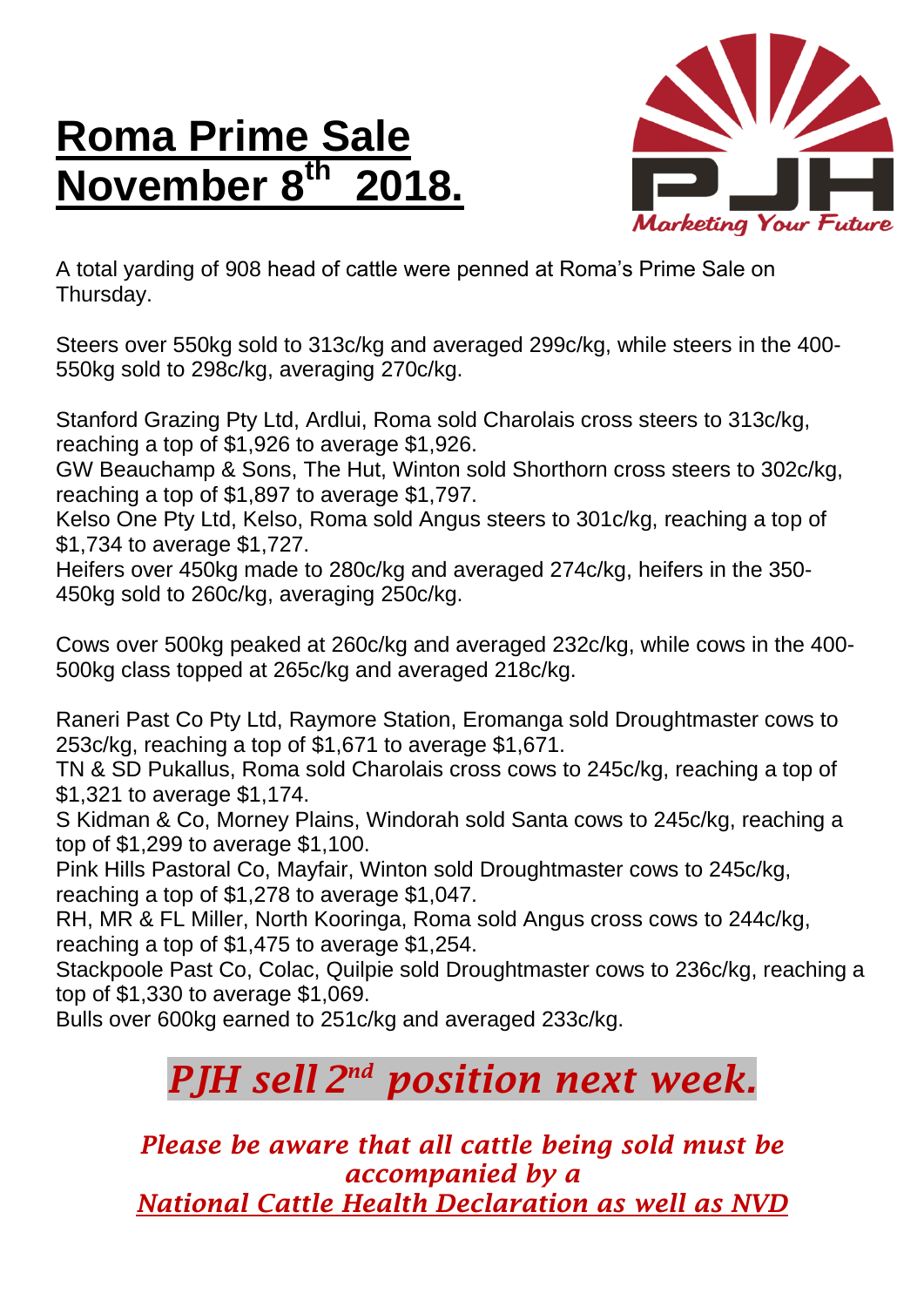# Roma Prime Sale November 8th 2018.

Marketing Your Future

A total yarding of 908 head of cattle were penned at Roma's Prime Sale on Thursday.

Steers over 550kg sold to 313c/kg and averaged 299c/kg, while steers in the 400-550kg sold to 298c/kg, averaging 270c/kg.

Stanford Grazing Pty Ltd, Ardlui, Roma sold Charolais cross steers to 313c/kg, reaching a top of $1,926 to average $1,926.
GW Beauchamp & Sons, The Hut, Winton sold Shorthorn cross steers to 302c/kg, reaching a top of $1,897 to average $1,797.
Kelso One Pty Ltd, Kelso, Roma sold Angus steers to 301c/kg, reaching a top of $1,734 to average $1,727.
Heifers over 450kg made to 280c/kg and averaged 274c/kg, heifers in the 350-450kg sold to 260c/kg, averaging 250c/kg.

Cows over 500kg peaked at 260c/kg and averaged 232c/kg, while cows in the 400-500kg class topped at 265c/kg and averaged 218c/kg.

Raneri Past Co Pty Ltd, Raymore Station, Eromanga sold Droughtmaster cows to 253c/kg, reaching a top of $1,671 to average $1,671.
TN & SD Pukallus, Roma sold Charolais cross cows to 245c/kg, reaching a top of $1,321 to average $1,174.
S Kidman & Co, Morney Plains, Windorah sold Santa cows to 245c/kg, reaching a top of $1,299 to average $1,100.
Pink Hills Pastoral Co, Mayfair, Winton sold Droughtmaster cows to 245c/kg, reaching a top of $1,278 to average $1,047.
RH, MR & FL Miller, North Kooringa, Roma sold Angus cross cows to 244c/kg, reaching a top of $1,475 to average $1,254.
Stackpoole Past Co, Colac, Quilpie sold Droughtmaster cows to 236c/kg, reaching a top of $1,330 to average $1,069.
Bulls over 600kg earned to 251c/kg and averaged 233c/kg.

## *PJH sell 2nd position next week.*

***Please be aware that all cattle being sold must be accompanied by a National Cattle Health Declaration as well as NVD***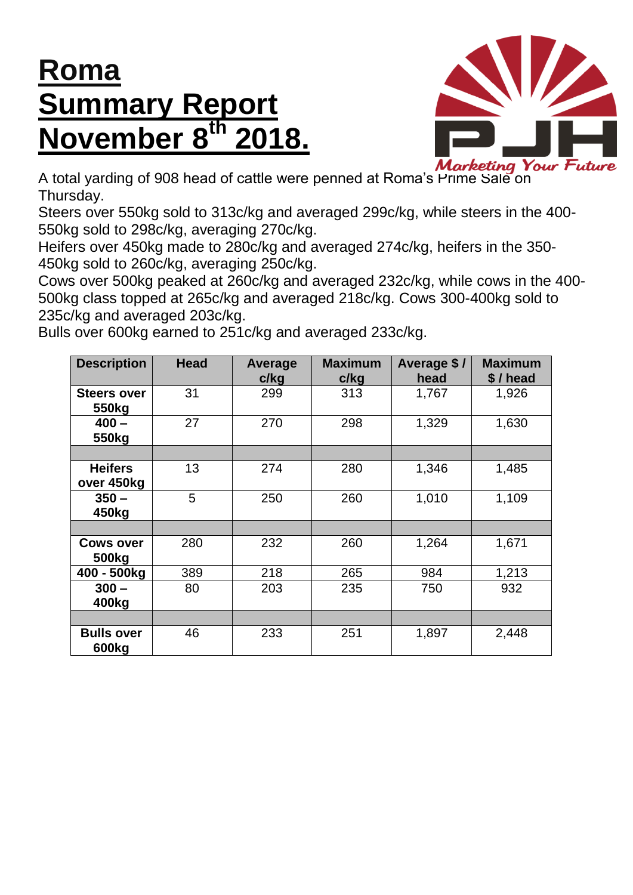# Roma Summary Report November 8th 2018.

PJH

*Marketing Your Future*

A total yarding of 908 head of cattle were penned at Roma's Prime Sale on Thursday.

Steers over 550kg sold to 313c/kg and averaged 299c/kg, while steers in the 400-550kg sold to 298c/kg, averaging 270c/kg.

Heifers over 450kg made to 280c/kg and averaged 274c/kg, heifers in the 350-450kg sold to 260c/kg, averaging 250c/kg.

Cows over 500kg peaked at 260c/kg and averaged 232c/kg, while cows in the 400-500kg class topped at 265c/kg and averaged 218c/kg. Cows 300-400kg sold to 235c/kg and averaged 203c/kg.

Bulls over 600kg earned to 251c/kg and averaged 233c/kg.

| Description | Head | Average c/kg | Maximum c/kg | Average $ / head | Maximum $ / head |
|---|---|---|---|---|---|
| Steers over 550kg | 31 | 299 | 313 | 1,767 | 1,926 |
| 400 – 550kg | 27 | 270 | 298 | 1,329 | 1,630 |
| | | | | | |
| Heifers over 450kg | 13 | 274 | 280 | 1,346 | 1,485 |
| 350 – 450kg | 5 | 250 | 260 | 1,010 | 1,109 |
| | | | | | |
| Cows over 500kg | 280 | 232 | 260 | 1,264 | 1,671 |
| 400 - 500kg | 389 | 218 | 265 | 984 | 1,213 |
| 300 – 400kg | 80 | 203 | 235 | 750 | 932 |
| | | | | | |
| Bulls over 600kg | 46 | 233 | 251 | 1,897 | 2,448 |